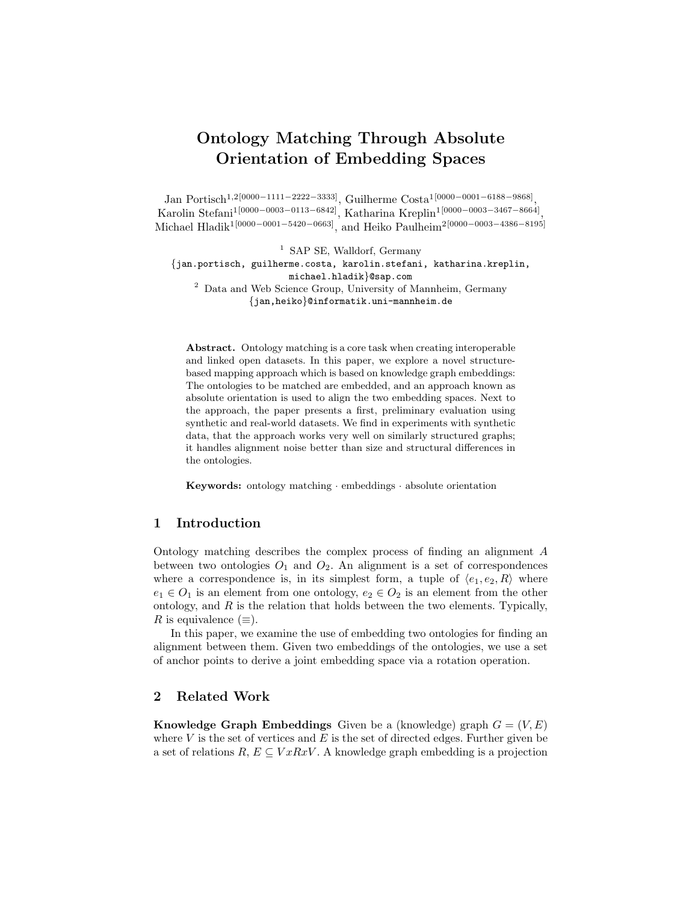# Ontology Matching Through Absolute Orientation of Embedding Spaces

Jan Portisch[1,2][0000-1111-2222-3333], Guilherme Costa[1][0000-0001-6188-9868], Karolin Stefani[1][0000-0003-0113-6842], Katharina Kreplin[1][0000-0003-3467-8664], Michael Hladik[1][0000-0001-5420-0663], and Heiko Paulheim[2][0000-0003-4386-8195]

[1] SAP SE, Walldorf, Germany
{jan.portisch, guilherme.costa, karolin.stefani, katharina.kreplin, michael.hladik}@sap.com

[2] Data and Web Science Group, University of Mannheim, Germany
{jan,heiko}@informatik.uni-mannheim.de

**Abstract.** Ontology matching is a core task when creating interoperable and linked open datasets. In this paper, we explore a novel structure-based mapping approach which is based on knowledge graph embeddings: The ontologies to be matched are embedded, and an approach known as absolute orientation is used to align the two embedding spaces. Next to the approach, the paper presents a first, preliminary evaluation using synthetic and real-world datasets. We find in experiments with synthetic data, that the approach works very well on similarly structured graphs; it handles alignment noise better than size and structural differences in the ontologies.

**Keywords:** ontology matching · embeddings · absolute orientation

## 1 Introduction

Ontology matching describes the complex process of finding an alignment $A$ between two ontologies $O_1$ and $O_2$. An alignment is a set of correspondences where a correspondence is, in its simplest form, a tuple of $\langle e_1, e_2, R \rangle$ where $e_1 \in O_1$ is an element from one ontology, $e_2 \in O_2$ is an element from the other ontology, and $R$ is the relation that holds between the two elements. Typically, $R$ is equivalence ($\equiv$).

In this paper, we examine the use of embedding two ontologies for finding an alignment between them. Given two embeddings of the ontologies, we use a set of anchor points to derive a joint embedding space via a rotation operation.

## 2 Related Work

**Knowledge Graph Embeddings** Given be a (knowledge) graph $G = (V, E)$ where $V$ is the set of vertices and $E$ is the set of directed edges. Further given be a set of relations $R$, $E \subseteq V x R x V$. A knowledge graph embedding is a projection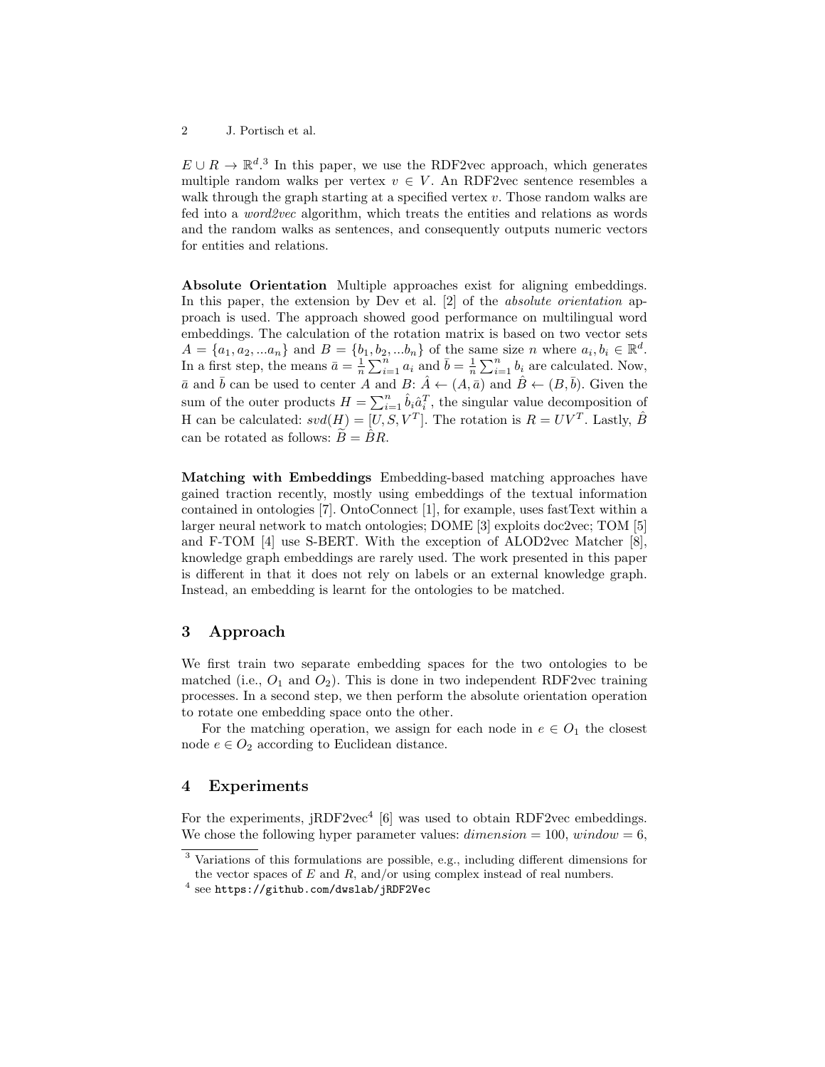$E \cup R \rightarrow \mathbb{R}^d$.[3] In this paper, we use the RDF2vec approach, which generates multiple random walks per vertex $v \in V$. An RDF2vec sentence resembles a walk through the graph starting at a specified vertex $v$. Those random walks are fed into a *word2vec* algorithm, which treats the entities and relations as words and the random walks as sentences, and consequently outputs numeric vectors for entities and relations.

**Absolute Orientation** Multiple approaches exist for aligning embeddings. In this paper, the extension by Dev et al. [2] of the *absolute orientation* approach is used. The approach showed good performance on multilingual word embeddings. The calculation of the rotation matrix is based on two vector sets $A = \{a_1, a_2, ...a_n\}$ and $B = \{b_1, b_2, ...b_n\}$ of the same size $n$ where $a_i, b_i \in \mathbb{R}^d$. In a first step, the means $\bar{a} = \frac{1}{n}\sum_{i=1}^{n} a_i$ and $\bar{b} = \frac{1}{n}\sum_{i=1}^{n} b_i$ are calculated. Now, $\bar{a}$ and $\bar{b}$ can be used to center $A$ and $B$: $\hat{A} \leftarrow (A, \bar{a})$ and $\hat{B} \leftarrow (B, \bar{b})$. Given the sum of the outer products $H = \sum_{i=1}^{n} \hat{b}_i \hat{a}_i^T$, the singular value decomposition of H can be calculated: $svd(H) = [U, S, V^T]$. The rotation is $R = UV^T$. Lastly, $\hat{B}$ can be rotated as follows: $\widetilde{B} = \hat{B}R$.

**Matching with Embeddings** Embedding-based matching approaches have gained traction recently, mostly using embeddings of the textual information contained in ontologies [7]. OntoConnect [1], for example, uses fastText within a larger neural network to match ontologies; DOME [3] exploits doc2vec; TOM [5] and F-TOM [4] use S-BERT. With the exception of ALOD2vec Matcher [8], knowledge graph embeddings are rarely used. The work presented in this paper is different in that it does not rely on labels or an external knowledge graph. Instead, an embedding is learnt for the ontologies to be matched.

## 3 Approach

We first train two separate embedding spaces for the two ontologies to be matched (i.e., $O_1$ and $O_2$). This is done in two independent RDF2vec training processes. In a second step, we then perform the absolute orientation operation to rotate one embedding space onto the other.

For the matching operation, we assign for each node in $e \in O_1$ the closest node $e \in O_2$ according to Euclidean distance.

## 4 Experiments

For the experiments, jRDF2vec[4] [6] was used to obtain RDF2vec embeddings. We chose the following hyper parameter values: $dimension = 100$, $window = 6$,

[3] Variations of this formulations are possible, e.g., including different dimensions for the vector spaces of $E$ and $R$, and/or using complex instead of real numbers.

[4] see `https://github.com/dwslab/jRDF2Vec`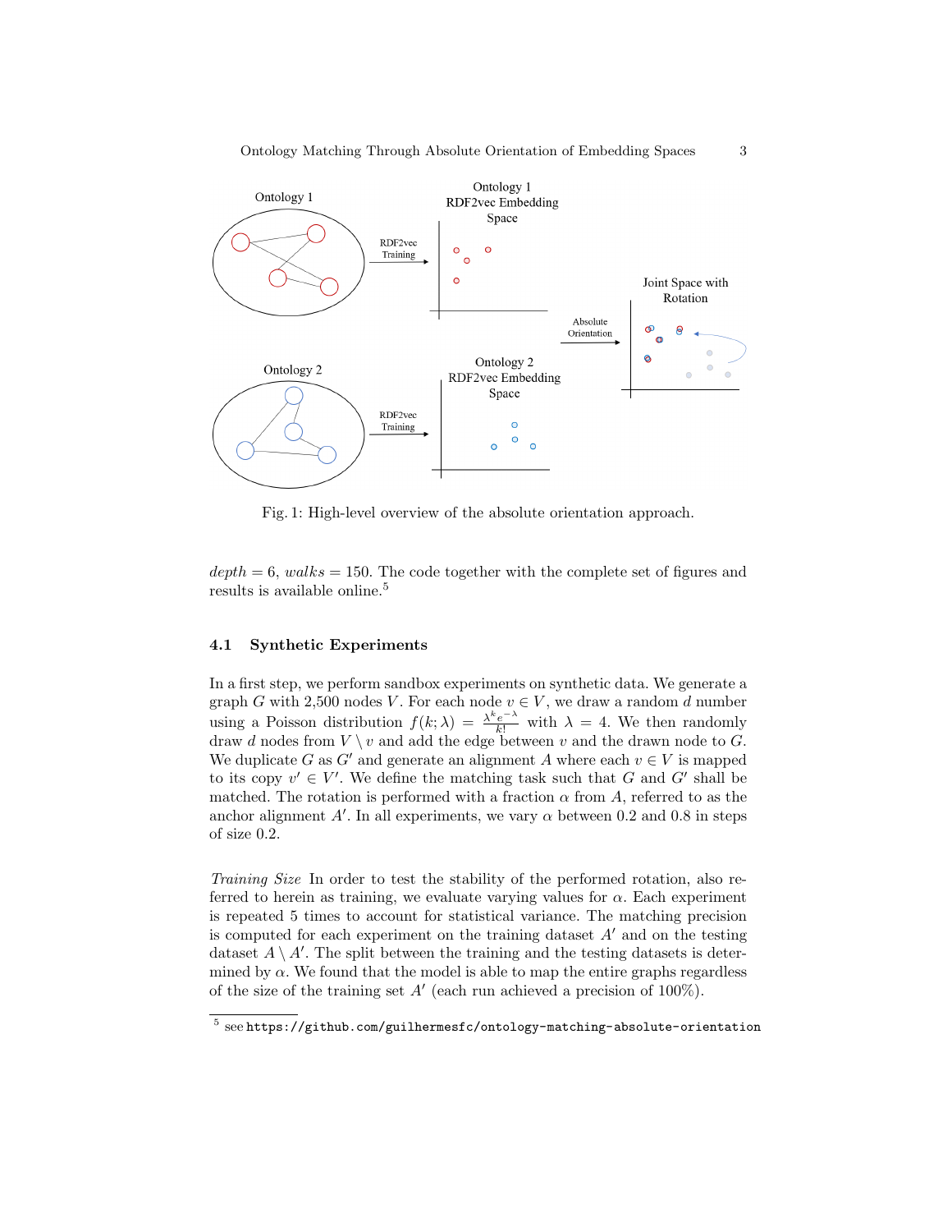Fig. 1: High-level overview of the absolute orientation approach.

$depth = 6$, $walks = 150$. The code together with the complete set of figures and results is available online.[5]

### 4.1 Synthetic Experiments

In a first step, we perform sandbox experiments on synthetic data. We generate a graph $G$ with 2,500 nodes $V$. For each node $v \in V$, we draw a random $d$ number using a Poisson distribution $f(k;\lambda) = \frac{\lambda^k e^{-\lambda}}{k!}$ with $\lambda = 4$. We then randomly draw $d$ nodes from $V \setminus v$ and add the edge between $v$ and the drawn node to $G$. We duplicate $G$ as $G'$ and generate an alignment $A$ where each $v \in V$ is mapped to its copy $v' \in V'$. We define the matching task such that $G$ and $G'$ shall be matched. The rotation is performed with a fraction $\alpha$ from $A$, referred to as the anchor alignment $A'$. In all experiments, we vary $\alpha$ between 0.2 and 0.8 in steps of size 0.2.

*Training Size* In order to test the stability of the performed rotation, also referred to herein as training, we evaluate varying values for $\alpha$. Each experiment is repeated 5 times to account for statistical variance. The matching precision is computed for each experiment on the training dataset $A'$ and on the testing dataset $A \setminus A'$. The split between the training and the testing datasets is determined by $\alpha$. We found that the model is able to map the entire graphs regardless of the size of the training set $A'$ (each run achieved a precision of 100%).

[5] see `https://github.com/guilhermesfc/ontology-matching-absolute-orientation`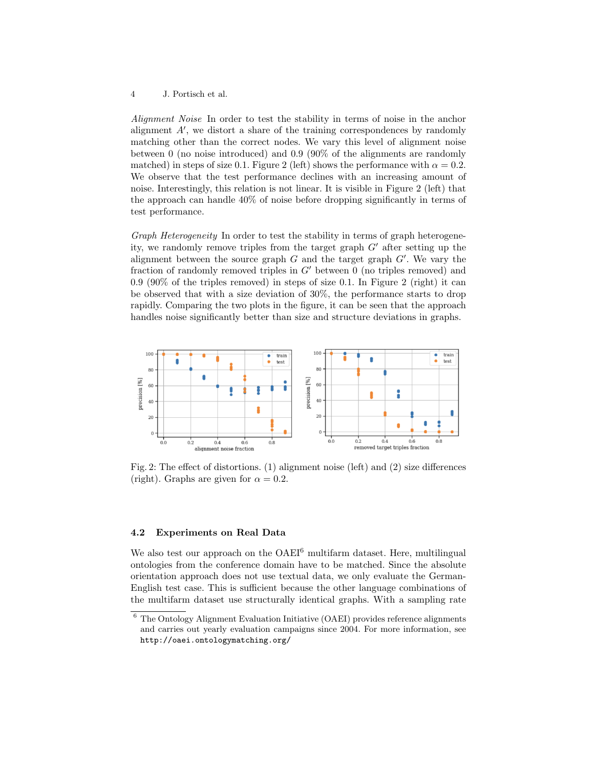*Alignment Noise* In order to test the stability in terms of noise in the anchor alignment $A'$, we distort a share of the training correspondences by randomly matching other than the correct nodes. We vary this level of alignment noise between 0 (no noise introduced) and 0.9 (90% of the alignments are randomly matched) in steps of size 0.1. Figure 2 (left) shows the performance with $\alpha = 0.2$. We observe that the test performance declines with an increasing amount of noise. Interestingly, this relation is not linear. It is visible in Figure 2 (left) that the approach can handle 40% of noise before dropping significantly in terms of test performance.

*Graph Heterogeneity* In order to test the stability in terms of graph heterogeneity, we randomly remove triples from the target graph $G'$ after setting up the alignment between the source graph $G$ and the target graph $G'$. We vary the fraction of randomly removed triples in $G'$ between 0 (no triples removed) and 0.9 (90% of the triples removed) in steps of size 0.1. In Figure 2 (right) it can be observed that with a size deviation of 30%, the performance starts to drop rapidly. Comparing the two plots in the figure, it can be seen that the approach handles noise significantly better than size and structure deviations in graphs.

Fig. 2: The effect of distortions. (1) alignment noise (left) and (2) size differences (right). Graphs are given for $\alpha = 0.2$.

### 4.2 Experiments on Real Data

We also test our approach on the OAEI[6] multifarm dataset. Here, multilingual ontologies from the conference domain have to be matched. Since the absolute orientation approach does not use textual data, we only evaluate the German-English test case. This is sufficient because the other language combinations of the multifarm dataset use structurally identical graphs. With a sampling rate

[6] The Ontology Alignment Evaluation Initiative (OAEI) provides reference alignments and carries out yearly evaluation campaigns since 2004. For more information, see `http://oaei.ontologymatching.org/`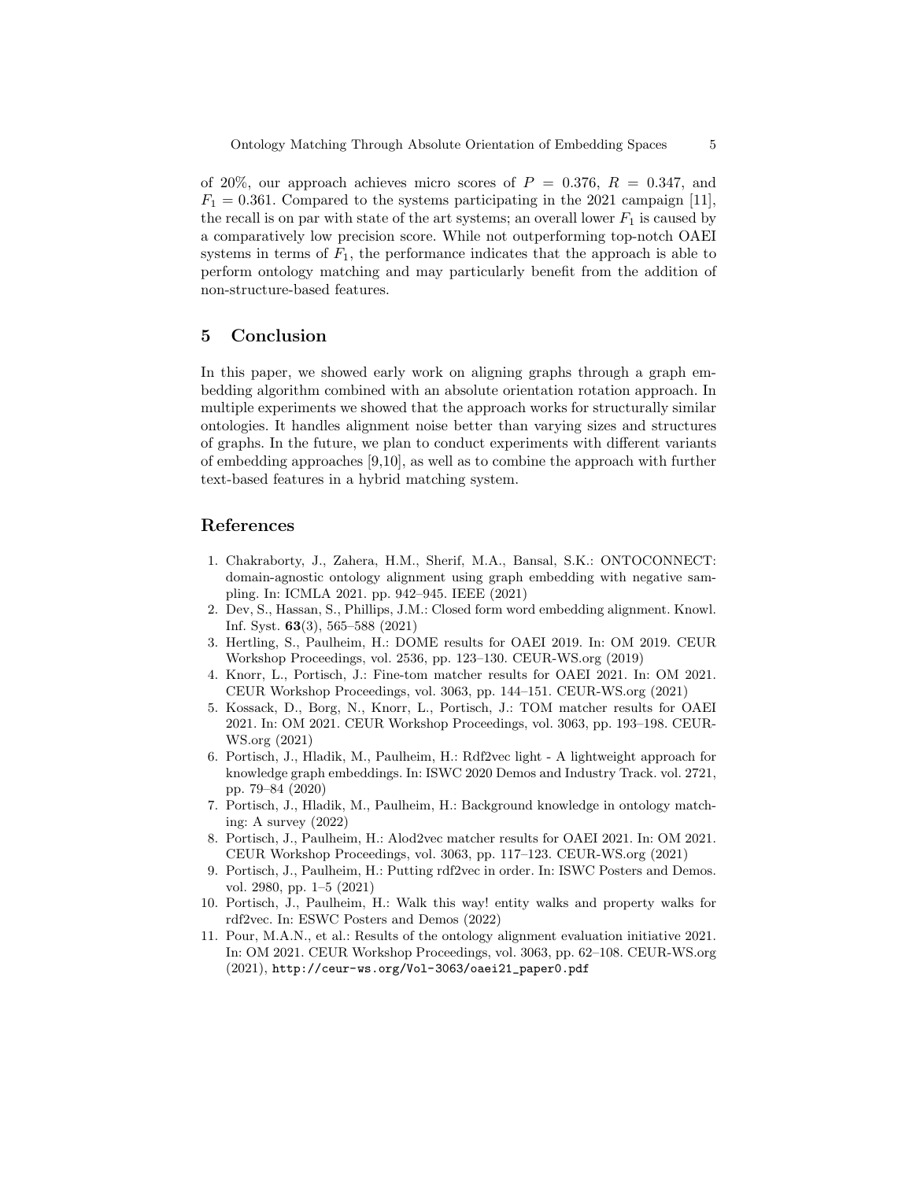of 20%, our approach achieves micro scores of $P = 0.376$, $R = 0.347$, and $F_1 = 0.361$. Compared to the systems participating in the 2021 campaign [11], the recall is on par with state of the art systems; an overall lower $F_1$ is caused by a comparatively low precision score. While not outperforming top-notch OAEI systems in terms of $F_1$, the performance indicates that the approach is able to perform ontology matching and may particularly benefit from the addition of non-structure-based features.

## 5 Conclusion

In this paper, we showed early work on aligning graphs through a graph embedding algorithm combined with an absolute orientation rotation approach. In multiple experiments we showed that the approach works for structurally similar ontologies. It handles alignment noise better than varying sizes and structures of graphs. In the future, we plan to conduct experiments with different variants of embedding approaches [9,10], as well as to combine the approach with further text-based features in a hybrid matching system.

## References

1. Chakraborty, J., Zahera, H.M., Sherif, M.A., Bansal, S.K.: ONTOCONNECT: domain-agnostic ontology alignment using graph embedding with negative sampling. In: ICMLA 2021. pp. 942–945. IEEE (2021)
2. Dev, S., Hassan, S., Phillips, J.M.: Closed form word embedding alignment. Knowl. Inf. Syst. **63**(3), 565–588 (2021)
3. Hertling, S., Paulheim, H.: DOME results for OAEI 2019. In: OM 2019. CEUR Workshop Proceedings, vol. 2536, pp. 123–130. CEUR-WS.org (2019)
4. Knorr, L., Portisch, J.: Fine-tom matcher results for OAEI 2021. In: OM 2021. CEUR Workshop Proceedings, vol. 3063, pp. 144–151. CEUR-WS.org (2021)
5. Kossack, D., Borg, N., Knorr, L., Portisch, J.: TOM matcher results for OAEI 2021. In: OM 2021. CEUR Workshop Proceedings, vol. 3063, pp. 193–198. CEUR-WS.org (2021)
6. Portisch, J., Hladik, M., Paulheim, H.: Rdf2vec light - A lightweight approach for knowledge graph embeddings. In: ISWC 2020 Demos and Industry Track. vol. 2721, pp. 79–84 (2020)
7. Portisch, J., Hladik, M., Paulheim, H.: Background knowledge in ontology matching: A survey (2022)
8. Portisch, J., Paulheim, H.: Alod2vec matcher results for OAEI 2021. In: OM 2021. CEUR Workshop Proceedings, vol. 3063, pp. 117–123. CEUR-WS.org (2021)
9. Portisch, J., Paulheim, H.: Putting rdf2vec in order. In: ISWC Posters and Demos. vol. 2980, pp. 1–5 (2021)
10. Portisch, J., Paulheim, H.: Walk this way! entity walks and property walks for rdf2vec. In: ESWC Posters and Demos (2022)
11. Pour, M.A.N., et al.: Results of the ontology alignment evaluation initiative 2021. In: OM 2021. CEUR Workshop Proceedings, vol. 3063, pp. 62–108. CEUR-WS.org (2021), http://ceur-ws.org/Vol-3063/oaei21_paper0.pdf